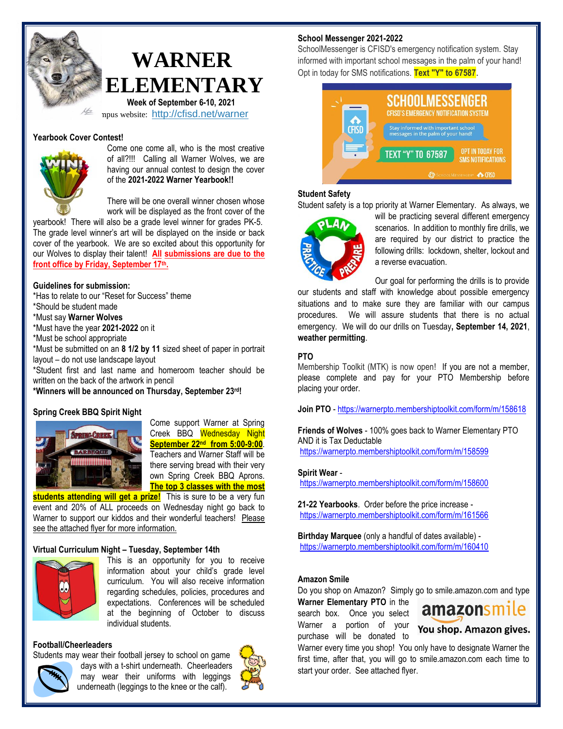# WARNER ELEMENTARY

**Week of September 6-10, 2021**

npus website: http://cfisd.net/warner

### Yearbook Cover Contest!

Come one come all, who is the most creative of all?!!! Calling all Warner Wolves, we are having our annual contest to design the cover of the **2021-2022 Warner Yearbook!!**

There will be one overall winner chosen whose work will be displayed as the front cover of the yearbook! There will also be a grade level winner for grades PK-5. The grade level winner's art will be displayed on the inside or back cover of the yearbook. We are so excited about this opportunity for our Wolves to display their talent! **All submissions are due to the front office by Friday, September 17th.**

**Guidelines for submission:**

*Has to relate to our "Reset for Success" theme
*Should be student made
*Must say **Warner Wolves**
*Must have the year **2021-2022** on it
*Must be school appropriate
*Must be submitted on an **8 1/2 by 11** sized sheet of paper in portrait layout – do not use landscape layout
*Student first and last name and homeroom teacher should be written on the back of the artwork in pencil
***Winners will be announced on Thursday, September 23rd!**

### Spring Creek BBQ Spirit Night

Come support Warner at Spring Creek BBQ **Wednesday Night September 22nd from 5:00-9:00**. Teachers and Warner Staff will be there serving bread with their very own Spring Creek BBQ Aprons. **The top 3 classes with the most students attending will get a prize!** This is sure to be a very fun event and 20% of ALL proceeds on Wednesday night go back to Warner to support our kiddos and their wonderful teachers! Please see the attached flyer for more information.

### Virtual Curriculum Night – Tuesday, September 14th

This is an opportunity for you to receive information about your child's grade level curriculum. You will also receive information regarding schedules, policies, procedures and expectations. Conferences will be scheduled at the beginning of October to discuss individual students.

### Football/Cheerleaders

Students may wear their football jersey to school on game days with a t-shirt underneath. Cheerleaders may wear their uniforms with leggings underneath (leggings to the knee or the calf).

### School Messenger 2021-2022

SchoolMessenger is CFISD's emergency notification system. Stay informed with important school messages in the palm of your hand! Opt in today for SMS notifications. **Text "Y" to 67587**.

### Student Safety

Student safety is a top priority at Warner Elementary. As always, we will be practicing several different emergency scenarios. In addition to monthly fire drills, we are required by our district to practice the following drills: lockdown, shelter, lockout and a reverse evacuation.

Our goal for performing the drills is to provide our students and staff with knowledge about possible emergency situations and to make sure they are familiar with our campus procedures. We will assure students that there is no actual emergency. We will do our drills on Tuesday**, September 14, 2021**, **weather permitting**.

### PTO

Membership Toolkit (MTK) is now open! If you are not a member, please complete and pay for your PTO Membership before placing your order.

**Join PTO** - https://warnerpto.membershiptoolkit.com/form/m/158618

**Friends of Wolves** - 100% goes back to Warner Elementary PTO AND it is Tax Deductable
https://warnerpto.membershiptoolkit.com/form/m/158599

**Spirit Wear** -
https://warnerpto.membershiptoolkit.com/form/m/158600

**21-22 Yearbooks**. Order before the price increase -
https://warnerpto.membershiptoolkit.com/form/m/161566

**Birthday Marquee** (only a handful of dates available) -
https://warnerpto.membershiptoolkit.com/form/m/160410

### Amazon Smile

Do you shop on Amazon? Simply go to smile.amazon.com and type **Warner Elementary PTO** in the search box. Once you select Warner a portion of your purchase will be donated to Warner every time you shop! You only have to designate Warner the first time, after that, you will go to smile.amazon.com each time to start your order. See attached flyer.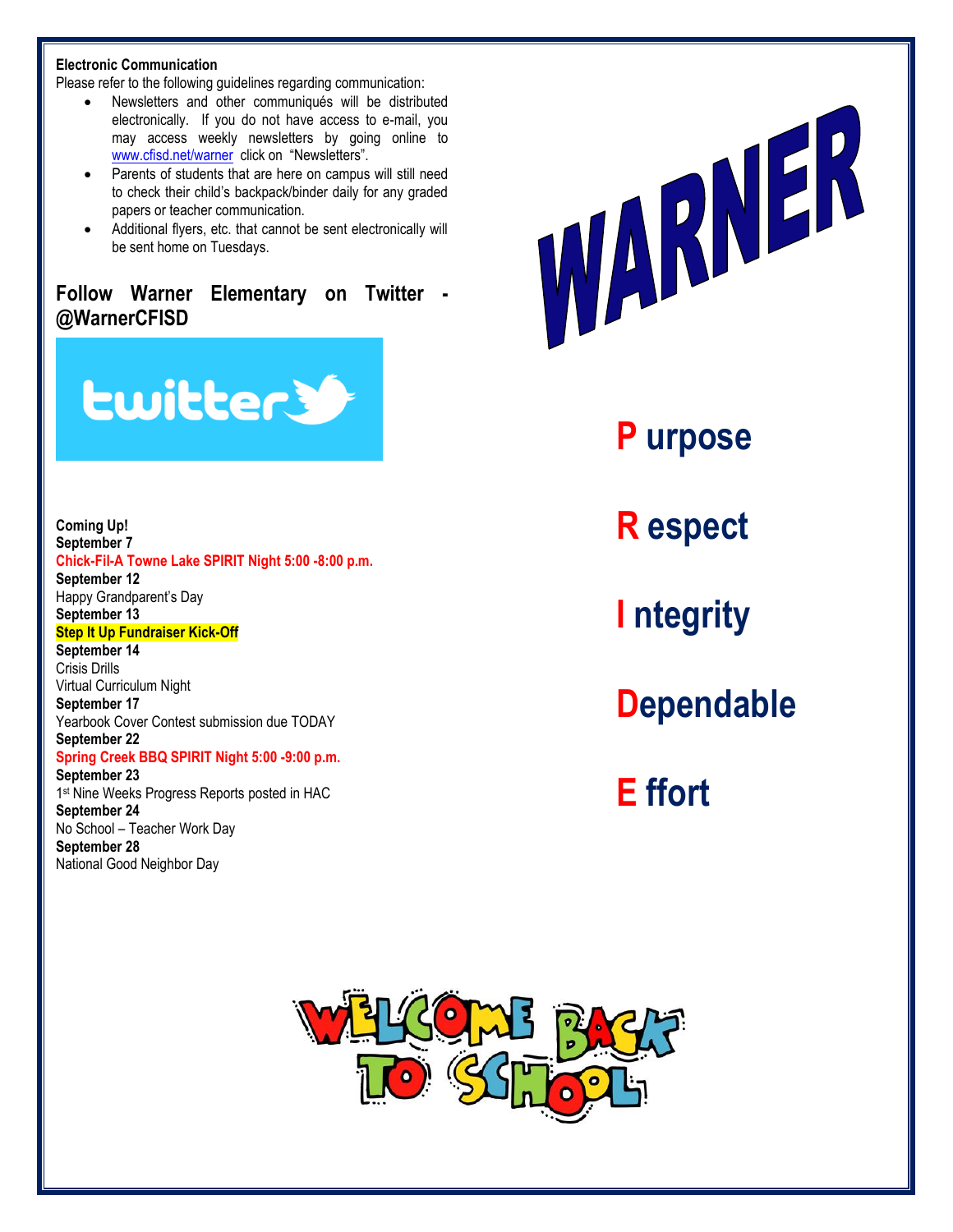**Electronic Communication**

Please refer to the following guidelines regarding communication:

- Newsletters and other communiqués will be distributed electronically. If you do not have access to e-mail, you may access weekly newsletters by going online to www.cfisd.net/warner click on "Newsletters".
- Parents of students that are here on campus will still need to check their child's backpack/binder daily for any graded papers or teacher communication.
- Additional flyers, etc. that cannot be sent electronically will be sent home on Tuesdays.

## Follow Warner Elementary on Twitter - @WarnerCFISD

twitter

**Coming Up!**

**September 7**
**Chick-Fil-A Towne Lake SPIRIT Night 5:00 -8:00 p.m.**

**September 12**
Happy Grandparent's Day

**September 13**
**Step It Up Fundraiser Kick-Off**

**September 14**
Crisis Drills
Virtual Curriculum Night

**September 17**
Yearbook Cover Contest submission due TODAY

**September 22**
**Spring Creek BBQ SPIRIT Night 5:00 -9:00 p.m.**

**September 23**
1st Nine Weeks Progress Reports posted in HAC

**September 24**
No School – Teacher Work Day

**September 28**
National Good Neighbor Day

# WARNER

## P urpose

## R espect

## I ntegrity

## Dependable

## E ffort

WELCOME BACK TO SCHOOL